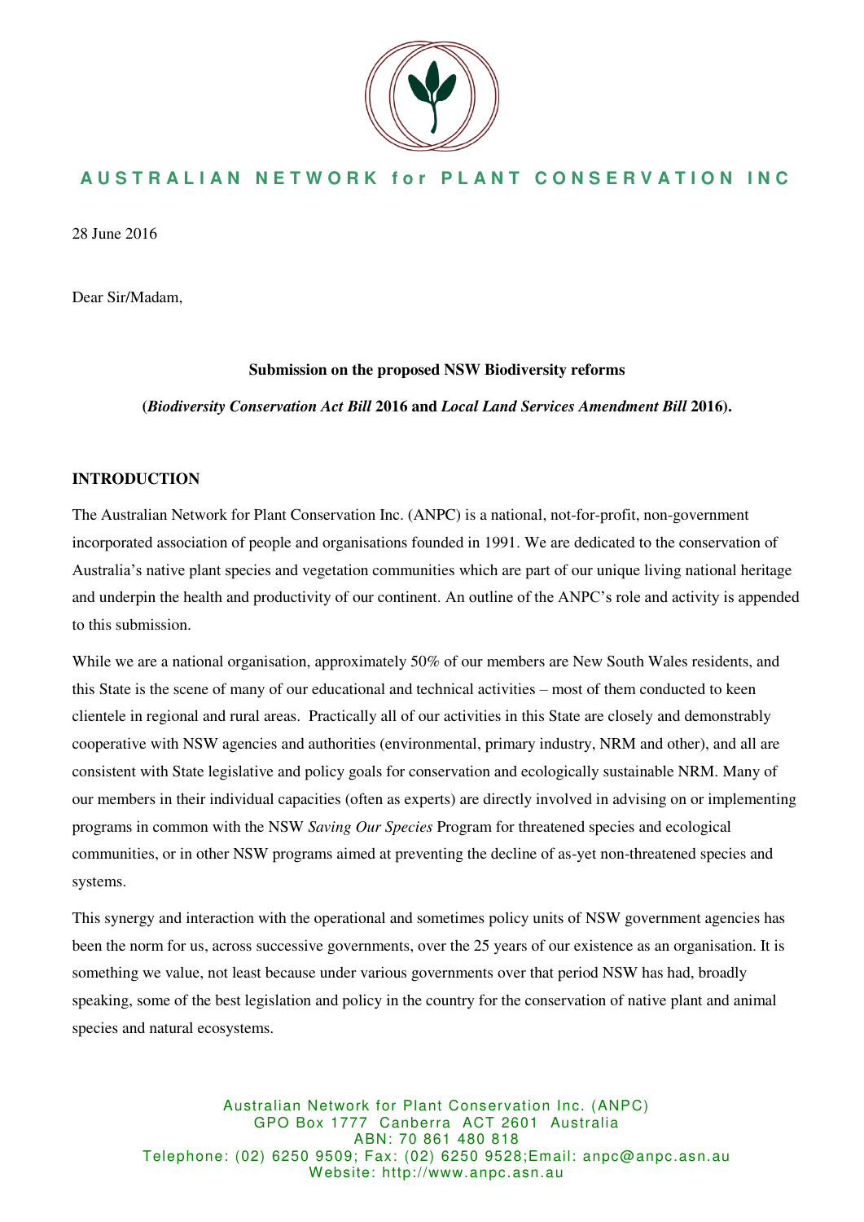**AUSTRALIAN NETWORK for PLANT CONSERVATION INC**

28 June 2016

Dear Sir/Madam,

**Submission on the proposed NSW Biodiversity reforms**

**(*Biodiversity Conservation Act Bill* 2016 and *Local Land Services Amendment Bill* 2016).**

## INTRODUCTION

The Australian Network for Plant Conservation Inc. (ANPC) is a national, not-for-profit, non-government incorporated association of people and organisations founded in 1991. We are dedicated to the conservation of Australia's native plant species and vegetation communities which are part of our unique living national heritage and underpin the health and productivity of our continent. An outline of the ANPC's role and activity is appended to this submission.

While we are a national organisation, approximately 50% of our members are New South Wales residents, and this State is the scene of many of our educational and technical activities – most of them conducted to keen clientele in regional and rural areas. Practically all of our activities in this State are closely and demonstrably cooperative with NSW agencies and authorities (environmental, primary industry, NRM and other), and all are consistent with State legislative and policy goals for conservation and ecologically sustainable NRM. Many of our members in their individual capacities (often as experts) are directly involved in advising on or implementing programs in common with the NSW *Saving Our Species* Program for threatened species and ecological communities, or in other NSW programs aimed at preventing the decline of as-yet non-threatened species and systems.

This synergy and interaction with the operational and sometimes policy units of NSW government agencies has been the norm for us, across successive governments, over the 25 years of our existence as an organisation. It is something we value, not least because under various governments over that period NSW has had, broadly speaking, some of the best legislation and policy in the country for the conservation of native plant and animal species and natural ecosystems.

Australian Network for Plant Conservation Inc. (ANPC)
GPO Box 1777 Canberra ACT 2601 Australia
ABN: 70 861 480 818
Telephone: (02) 6250 9509; Fax: (02) 6250 9528; Email: anpc@anpc.asn.au
Website: http://www.anpc.asn.au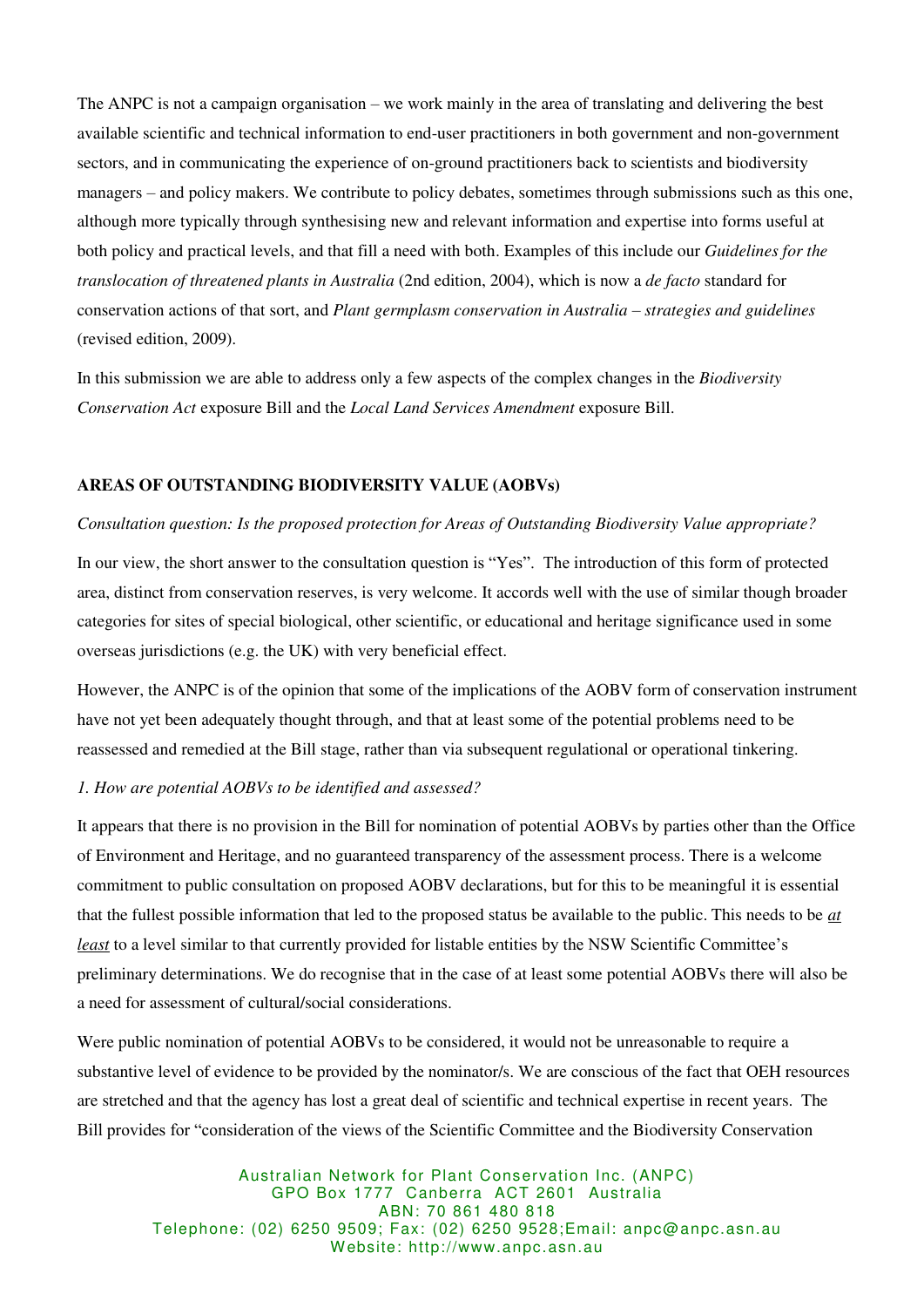The ANPC is not a campaign organisation – we work mainly in the area of translating and delivering the best available scientific and technical information to end-user practitioners in both government and non-government sectors, and in communicating the experience of on-ground practitioners back to scientists and biodiversity managers – and policy makers. We contribute to policy debates, sometimes through submissions such as this one, although more typically through synthesising new and relevant information and expertise into forms useful at both policy and practical levels, and that fill a need with both. Examples of this include our *Guidelines for the translocation of threatened plants in Australia* (2nd edition, 2004), which is now a *de facto* standard for conservation actions of that sort, and *Plant germplasm conservation in Australia – strategies and guidelines* (revised edition, 2009).

In this submission we are able to address only a few aspects of the complex changes in the *Biodiversity Conservation Act* exposure Bill and the *Local Land Services Amendment* exposure Bill.

## AREAS OF OUTSTANDING BIODIVERSITY VALUE (AOBVs)

*Consultation question: Is the proposed protection for Areas of Outstanding Biodiversity Value appropriate?*

In our view, the short answer to the consultation question is "Yes". The introduction of this form of protected area, distinct from conservation reserves, is very welcome. It accords well with the use of similar though broader categories for sites of special biological, other scientific, or educational and heritage significance used in some overseas jurisdictions (e.g. the UK) with very beneficial effect.

However, the ANPC is of the opinion that some of the implications of the AOBV form of conservation instrument have not yet been adequately thought through, and that at least some of the potential problems need to be reassessed and remedied at the Bill stage, rather than via subsequent regulational or operational tinkering.

*1. How are potential AOBVs to be identified and assessed?*

It appears that there is no provision in the Bill for nomination of potential AOBVs by parties other than the Office of Environment and Heritage, and no guaranteed transparency of the assessment process. There is a welcome commitment to public consultation on proposed AOBV declarations, but for this to be meaningful it is essential that the fullest possible information that led to the proposed status be available to the public. This needs to be ***at least*** to a level similar to that currently provided for listable entities by the NSW Scientific Committee's preliminary determinations. We do recognise that in the case of at least some potential AOBVs there will also be a need for assessment of cultural/social considerations.

Were public nomination of potential AOBVs to be considered, it would not be unreasonable to require a substantive level of evidence to be provided by the nominator/s. We are conscious of the fact that OEH resources are stretched and that the agency has lost a great deal of scientific and technical expertise in recent years. The Bill provides for "consideration of the views of the Scientific Committee and the Biodiversity Conservation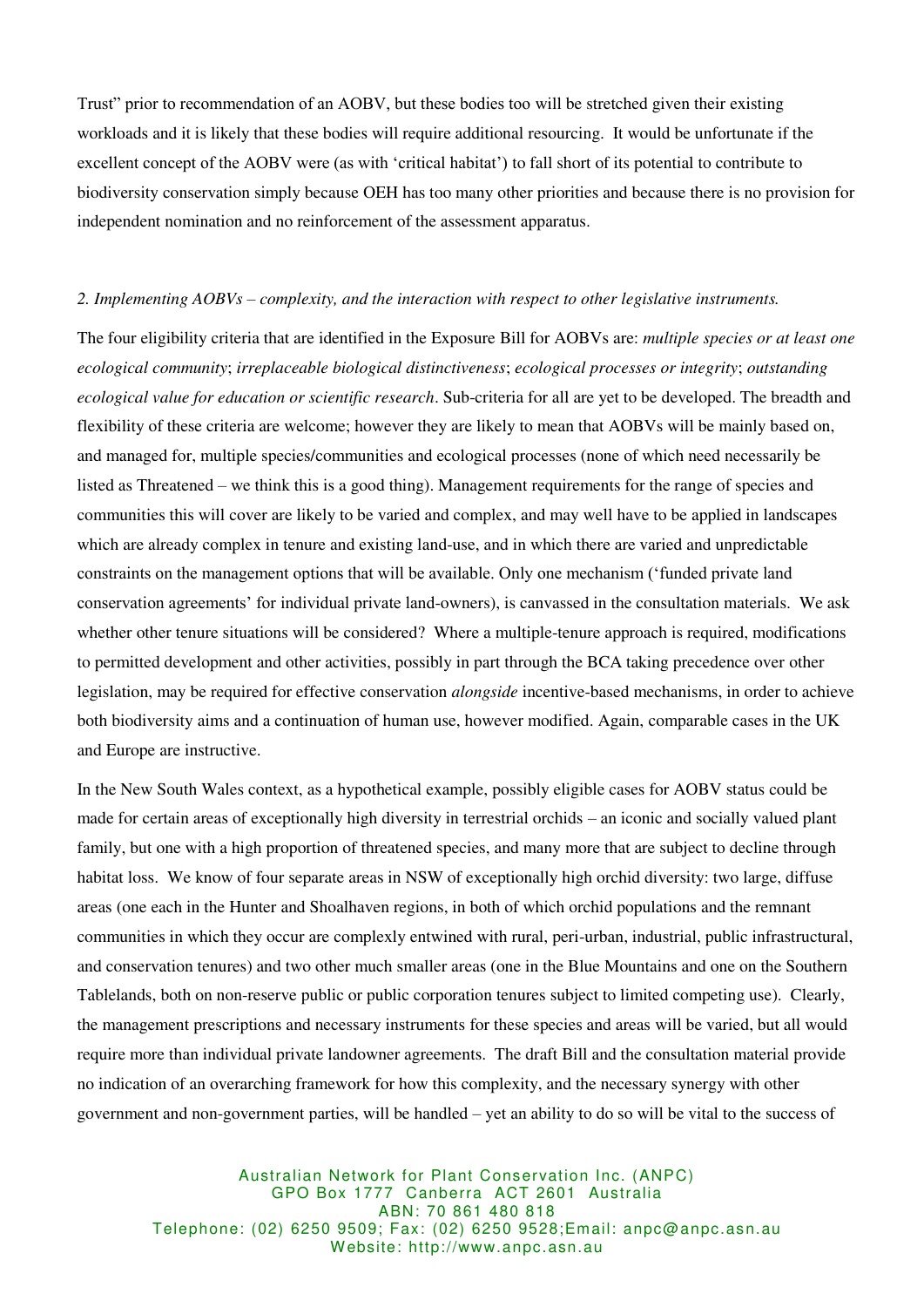Trust" prior to recommendation of an AOBV, but these bodies too will be stretched given their existing workloads and it is likely that these bodies will require additional resourcing. It would be unfortunate if the excellent concept of the AOBV were (as with 'critical habitat') to fall short of its potential to contribute to biodiversity conservation simply because OEH has too many other priorities and because there is no provision for independent nomination and no reinforcement of the assessment apparatus.

*2. Implementing AOBVs – complexity, and the interaction with respect to other legislative instruments.*

The four eligibility criteria that are identified in the Exposure Bill for AOBVs are: *multiple species or at least one ecological community*; *irreplaceable biological distinctiveness*; *ecological processes or integrity*; *outstanding ecological value for education or scientific research*. Sub-criteria for all are yet to be developed. The breadth and flexibility of these criteria are welcome; however they are likely to mean that AOBVs will be mainly based on, and managed for, multiple species/communities and ecological processes (none of which need necessarily be listed as Threatened – we think this is a good thing). Management requirements for the range of species and communities this will cover are likely to be varied and complex, and may well have to be applied in landscapes which are already complex in tenure and existing land-use, and in which there are varied and unpredictable constraints on the management options that will be available. Only one mechanism ('funded private land conservation agreements' for individual private land-owners), is canvassed in the consultation materials. We ask whether other tenure situations will be considered? Where a multiple-tenure approach is required, modifications to permitted development and other activities, possibly in part through the BCA taking precedence over other legislation, may be required for effective conservation *alongside* incentive-based mechanisms, in order to achieve both biodiversity aims and a continuation of human use, however modified. Again, comparable cases in the UK and Europe are instructive.

In the New South Wales context, as a hypothetical example, possibly eligible cases for AOBV status could be made for certain areas of exceptionally high diversity in terrestrial orchids – an iconic and socially valued plant family, but one with a high proportion of threatened species, and many more that are subject to decline through habitat loss. We know of four separate areas in NSW of exceptionally high orchid diversity: two large, diffuse areas (one each in the Hunter and Shoalhaven regions, in both of which orchid populations and the remnant communities in which they occur are complexly entwined with rural, peri-urban, industrial, public infrastructural, and conservation tenures) and two other much smaller areas (one in the Blue Mountains and one on the Southern Tablelands, both on non-reserve public or public corporation tenures subject to limited competing use). Clearly, the management prescriptions and necessary instruments for these species and areas will be varied, but all would require more than individual private landowner agreements. The draft Bill and the consultation material provide no indication of an overarching framework for how this complexity, and the necessary synergy with other government and non-government parties, will be handled – yet an ability to do so will be vital to the success of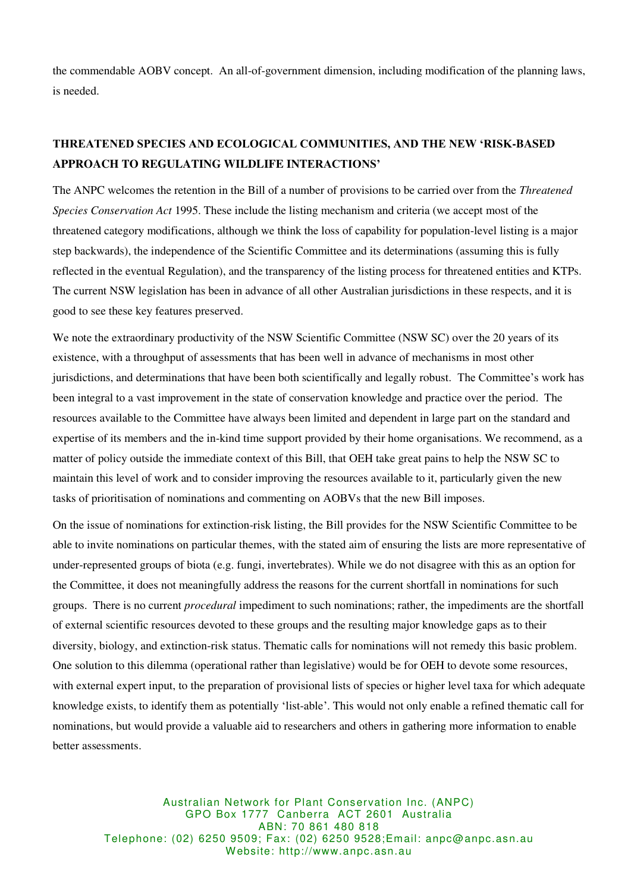the commendable AOBV concept. An all-of-government dimension, including modification of the planning laws, is needed.

## THREATENED SPECIES AND ECOLOGICAL COMMUNITIES, AND THE NEW 'RISK-BASED APPROACH TO REGULATING WILDLIFE INTERACTIONS'

The ANPC welcomes the retention in the Bill of a number of provisions to be carried over from the *Threatened Species Conservation Act* 1995. These include the listing mechanism and criteria (we accept most of the threatened category modifications, although we think the loss of capability for population-level listing is a major step backwards), the independence of the Scientific Committee and its determinations (assuming this is fully reflected in the eventual Regulation), and the transparency of the listing process for threatened entities and KTPs. The current NSW legislation has been in advance of all other Australian jurisdictions in these respects, and it is good to see these key features preserved.

We note the extraordinary productivity of the NSW Scientific Committee (NSW SC) over the 20 years of its existence, with a throughput of assessments that has been well in advance of mechanisms in most other jurisdictions, and determinations that have been both scientifically and legally robust. The Committee's work has been integral to a vast improvement in the state of conservation knowledge and practice over the period. The resources available to the Committee have always been limited and dependent in large part on the standard and expertise of its members and the in-kind time support provided by their home organisations. We recommend, as a matter of policy outside the immediate context of this Bill, that OEH take great pains to help the NSW SC to maintain this level of work and to consider improving the resources available to it, particularly given the new tasks of prioritisation of nominations and commenting on AOBVs that the new Bill imposes.

On the issue of nominations for extinction-risk listing, the Bill provides for the NSW Scientific Committee to be able to invite nominations on particular themes, with the stated aim of ensuring the lists are more representative of under-represented groups of biota (e.g. fungi, invertebrates). While we do not disagree with this as an option for the Committee, it does not meaningfully address the reasons for the current shortfall in nominations for such groups. There is no current *procedural* impediment to such nominations; rather, the impediments are the shortfall of external scientific resources devoted to these groups and the resulting major knowledge gaps as to their diversity, biology, and extinction-risk status. Thematic calls for nominations will not remedy this basic problem. One solution to this dilemma (operational rather than legislative) would be for OEH to devote some resources, with external expert input, to the preparation of provisional lists of species or higher level taxa for which adequate knowledge exists, to identify them as potentially 'list-able'. This would not only enable a refined thematic call for nominations, but would provide a valuable aid to researchers and others in gathering more information to enable better assessments.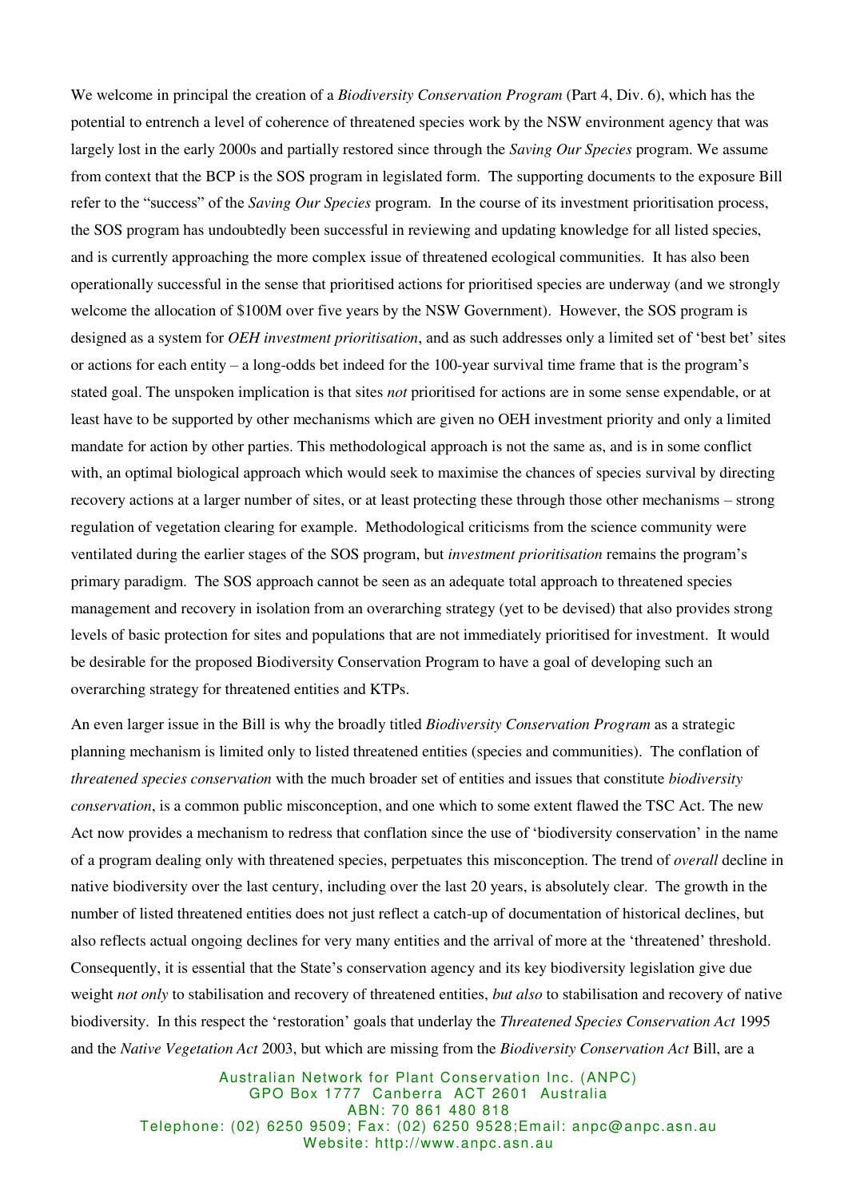We welcome in principal the creation of a *Biodiversity Conservation Program* (Part 4, Div. 6), which has the potential to entrench a level of coherence of threatened species work by the NSW environment agency that was largely lost in the early 2000s and partially restored since through the *Saving Our Species* program. We assume from context that the BCP is the SOS program in legislated form. The supporting documents to the exposure Bill refer to the "success" of the *Saving Our Species* program. In the course of its investment prioritisation process, the SOS program has undoubtedly been successful in reviewing and updating knowledge for all listed species, and is currently approaching the more complex issue of threatened ecological communities. It has also been operationally successful in the sense that prioritised actions for prioritised species are underway (and we strongly welcome the allocation of $100M over five years by the NSW Government). However, the SOS program is designed as a system for *OEH investment prioritisation*, and as such addresses only a limited set of 'best bet' sites or actions for each entity – a long-odds bet indeed for the 100-year survival time frame that is the program's stated goal. The unspoken implication is that sites *not* prioritised for actions are in some sense expendable, or at least have to be supported by other mechanisms which are given no OEH investment priority and only a limited mandate for action by other parties. This methodological approach is not the same as, and is in some conflict with, an optimal biological approach which would seek to maximise the chances of species survival by directing recovery actions at a larger number of sites, or at least protecting these through those other mechanisms – strong regulation of vegetation clearing for example. Methodological criticisms from the science community were ventilated during the earlier stages of the SOS program, but *investment prioritisation* remains the program's primary paradigm. The SOS approach cannot be seen as an adequate total approach to threatened species management and recovery in isolation from an overarching strategy (yet to be devised) that also provides strong levels of basic protection for sites and populations that are not immediately prioritised for investment. It would be desirable for the proposed Biodiversity Conservation Program to have a goal of developing such an overarching strategy for threatened entities and KTPs.

An even larger issue in the Bill is why the broadly titled *Biodiversity Conservation Program* as a strategic planning mechanism is limited only to listed threatened entities (species and communities). The conflation of *threatened species conservation* with the much broader set of entities and issues that constitute *biodiversity conservation*, is a common public misconception, and one which to some extent flawed the TSC Act. The new Act now provides a mechanism to redress that conflation since the use of 'biodiversity conservation' in the name of a program dealing only with threatened species, perpetuates this misconception. The trend of *overall* decline in native biodiversity over the last century, including over the last 20 years, is absolutely clear. The growth in the number of listed threatened entities does not just reflect a catch-up of documentation of historical declines, but also reflects actual ongoing declines for very many entities and the arrival of more at the 'threatened' threshold. Consequently, it is essential that the State's conservation agency and its key biodiversity legislation give due weight *not only* to stabilisation and recovery of threatened entities, *but also* to stabilisation and recovery of native biodiversity. In this respect the 'restoration' goals that underlay the *Threatened Species Conservation Act* 1995 and the *Native Vegetation Act* 2003, but which are missing from the *Biodiversity Conservation Act* Bill, are a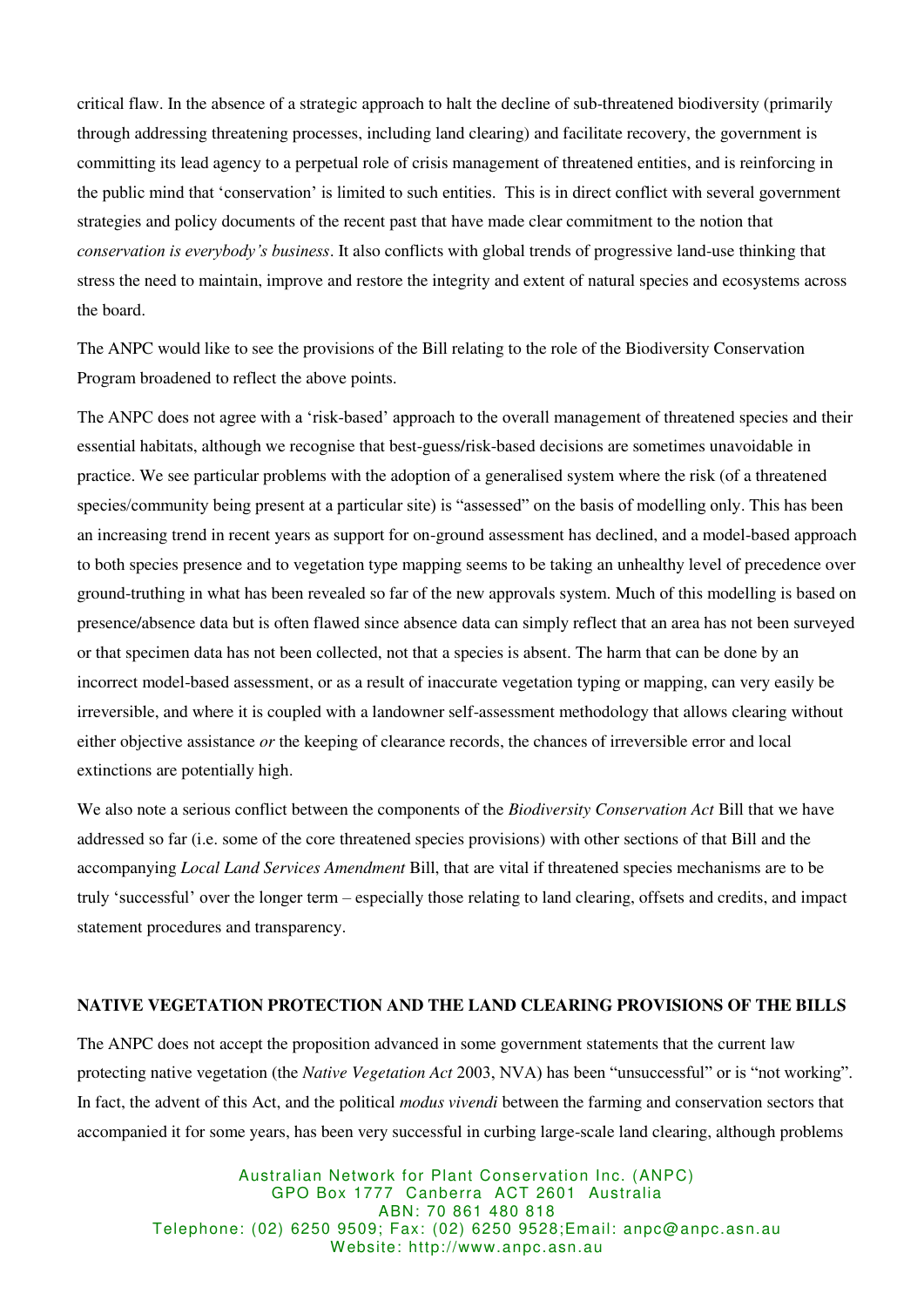critical flaw. In the absence of a strategic approach to halt the decline of sub-threatened biodiversity (primarily through addressing threatening processes, including land clearing) and facilitate recovery, the government is committing its lead agency to a perpetual role of crisis management of threatened entities, and is reinforcing in the public mind that 'conservation' is limited to such entities. This is in direct conflict with several government strategies and policy documents of the recent past that have made clear commitment to the notion that *conservation is everybody's business*. It also conflicts with global trends of progressive land-use thinking that stress the need to maintain, improve and restore the integrity and extent of natural species and ecosystems across the board.

The ANPC would like to see the provisions of the Bill relating to the role of the Biodiversity Conservation Program broadened to reflect the above points.

The ANPC does not agree with a 'risk-based' approach to the overall management of threatened species and their essential habitats, although we recognise that best-guess/risk-based decisions are sometimes unavoidable in practice. We see particular problems with the adoption of a generalised system where the risk (of a threatened species/community being present at a particular site) is "assessed" on the basis of modelling only. This has been an increasing trend in recent years as support for on-ground assessment has declined, and a model-based approach to both species presence and to vegetation type mapping seems to be taking an unhealthy level of precedence over ground-truthing in what has been revealed so far of the new approvals system. Much of this modelling is based on presence/absence data but is often flawed since absence data can simply reflect that an area has not been surveyed or that specimen data has not been collected, not that a species is absent. The harm that can be done by an incorrect model-based assessment, or as a result of inaccurate vegetation typing or mapping, can very easily be irreversible, and where it is coupled with a landowner self-assessment methodology that allows clearing without either objective assistance *or* the keeping of clearance records, the chances of irreversible error and local extinctions are potentially high.

We also note a serious conflict between the components of the *Biodiversity Conservation Act* Bill that we have addressed so far (i.e. some of the core threatened species provisions) with other sections of that Bill and the accompanying *Local Land Services Amendment* Bill, that are vital if threatened species mechanisms are to be truly 'successful' over the longer term – especially those relating to land clearing, offsets and credits, and impact statement procedures and transparency.

## NATIVE VEGETATION PROTECTION AND THE LAND CLEARING PROVISIONS OF THE BILLS

The ANPC does not accept the proposition advanced in some government statements that the current law protecting native vegetation (the *Native Vegetation Act* 2003, NVA) has been "unsuccessful" or is "not working". In fact, the advent of this Act, and the political *modus vivendi* between the farming and conservation sectors that accompanied it for some years, has been very successful in curbing large-scale land clearing, although problems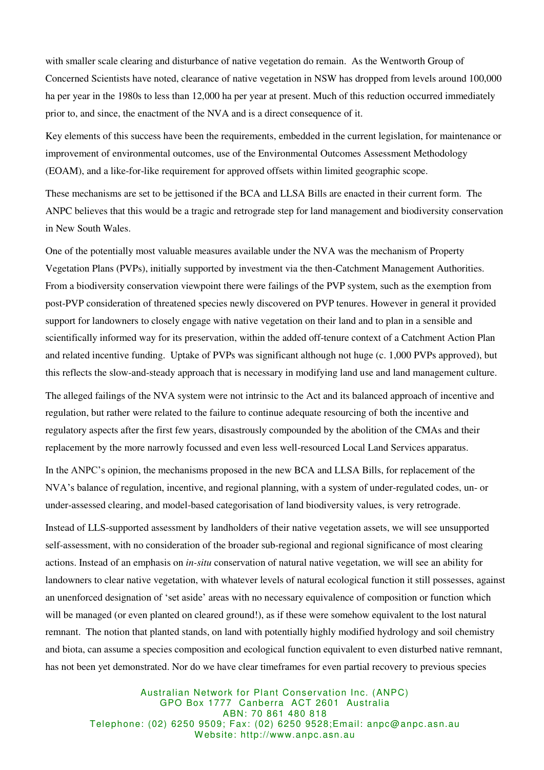with smaller scale clearing and disturbance of native vegetation do remain. As the Wentworth Group of Concerned Scientists have noted, clearance of native vegetation in NSW has dropped from levels around 100,000 ha per year in the 1980s to less than 12,000 ha per year at present. Much of this reduction occurred immediately prior to, and since, the enactment of the NVA and is a direct consequence of it.

Key elements of this success have been the requirements, embedded in the current legislation, for maintenance or improvement of environmental outcomes, use of the Environmental Outcomes Assessment Methodology (EOAM), and a like-for-like requirement for approved offsets within limited geographic scope.

These mechanisms are set to be jettisoned if the BCA and LLSA Bills are enacted in their current form. The ANPC believes that this would be a tragic and retrograde step for land management and biodiversity conservation in New South Wales.

One of the potentially most valuable measures available under the NVA was the mechanism of Property Vegetation Plans (PVPs), initially supported by investment via the then-Catchment Management Authorities. From a biodiversity conservation viewpoint there were failings of the PVP system, such as the exemption from post-PVP consideration of threatened species newly discovered on PVP tenures. However in general it provided support for landowners to closely engage with native vegetation on their land and to plan in a sensible and scientifically informed way for its preservation, within the added off-tenure context of a Catchment Action Plan and related incentive funding. Uptake of PVPs was significant although not huge (c. 1,000 PVPs approved), but this reflects the slow-and-steady approach that is necessary in modifying land use and land management culture.

The alleged failings of the NVA system were not intrinsic to the Act and its balanced approach of incentive and regulation, but rather were related to the failure to continue adequate resourcing of both the incentive and regulatory aspects after the first few years, disastrously compounded by the abolition of the CMAs and their replacement by the more narrowly focussed and even less well-resourced Local Land Services apparatus.

In the ANPC's opinion, the mechanisms proposed in the new BCA and LLSA Bills, for replacement of the NVA's balance of regulation, incentive, and regional planning, with a system of under-regulated codes, un- or under-assessed clearing, and model-based categorisation of land biodiversity values, is very retrograde.

Instead of LLS-supported assessment by landholders of their native vegetation assets, we will see unsupported self-assessment, with no consideration of the broader sub-regional and regional significance of most clearing actions. Instead of an emphasis on *in-situ* conservation of natural native vegetation, we will see an ability for landowners to clear native vegetation, with whatever levels of natural ecological function it still possesses, against an unenforced designation of 'set aside' areas with no necessary equivalence of composition or function which will be managed (or even planted on cleared ground!), as if these were somehow equivalent to the lost natural remnant. The notion that planted stands, on land with potentially highly modified hydrology and soil chemistry and biota, can assume a species composition and ecological function equivalent to even disturbed native remnant, has not been yet demonstrated. Nor do we have clear timeframes for even partial recovery to previous species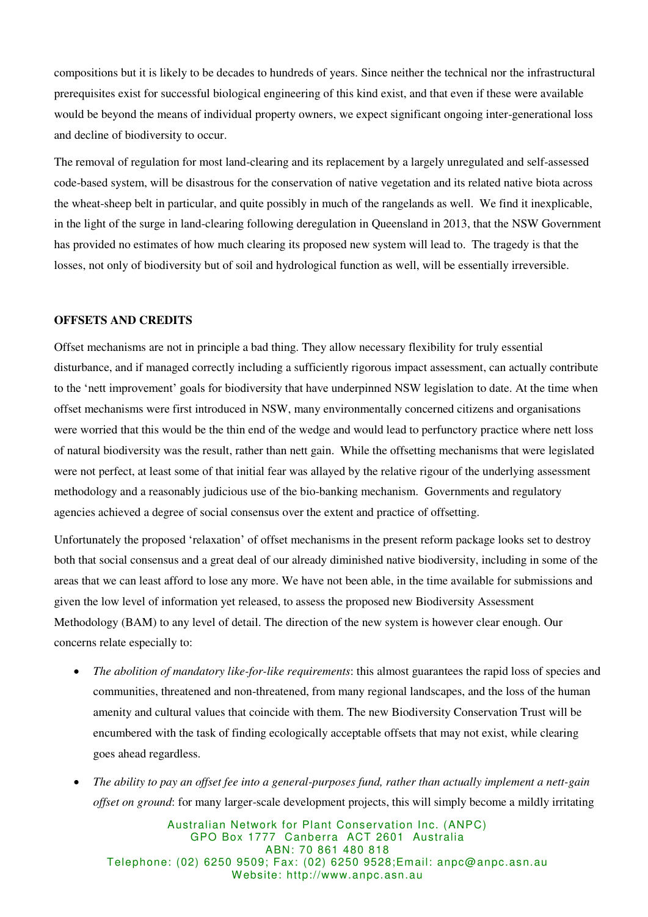compositions but it is likely to be decades to hundreds of years. Since neither the technical nor the infrastructural prerequisites exist for successful biological engineering of this kind exist, and that even if these were available would be beyond the means of individual property owners, we expect significant ongoing inter-generational loss and decline of biodiversity to occur.

The removal of regulation for most land-clearing and its replacement by a largely unregulated and self-assessed code-based system, will be disastrous for the conservation of native vegetation and its related native biota across the wheat-sheep belt in particular, and quite possibly in much of the rangelands as well. We find it inexplicable, in the light of the surge in land-clearing following deregulation in Queensland in 2013, that the NSW Government has provided no estimates of how much clearing its proposed new system will lead to. The tragedy is that the losses, not only of biodiversity but of soil and hydrological function as well, will be essentially irreversible.

**OFFSETS AND CREDITS**

Offset mechanisms are not in principle a bad thing. They allow necessary flexibility for truly essential disturbance, and if managed correctly including a sufficiently rigorous impact assessment, can actually contribute to the 'nett improvement' goals for biodiversity that have underpinned NSW legislation to date. At the time when offset mechanisms were first introduced in NSW, many environmentally concerned citizens and organisations were worried that this would be the thin end of the wedge and would lead to perfunctory practice where nett loss of natural biodiversity was the result, rather than nett gain. While the offsetting mechanisms that were legislated were not perfect, at least some of that initial fear was allayed by the relative rigour of the underlying assessment methodology and a reasonably judicious use of the bio-banking mechanism. Governments and regulatory agencies achieved a degree of social consensus over the extent and practice of offsetting.

Unfortunately the proposed 'relaxation' of offset mechanisms in the present reform package looks set to destroy both that social consensus and a great deal of our already diminished native biodiversity, including in some of the areas that we can least afford to lose any more. We have not been able, in the time available for submissions and given the low level of information yet released, to assess the proposed new Biodiversity Assessment Methodology (BAM) to any level of detail. The direction of the new system is however clear enough. Our concerns relate especially to:

- *The abolition of mandatory like-for-like requirements*: this almost guarantees the rapid loss of species and communities, threatened and non-threatened, from many regional landscapes, and the loss of the human amenity and cultural values that coincide with them. The new Biodiversity Conservation Trust will be encumbered with the task of finding ecologically acceptable offsets that may not exist, while clearing goes ahead regardless.
- *The ability to pay an offset fee into a general-purposes fund, rather than actually implement a nett-gain offset on ground*: for many larger-scale development projects, this will simply become a mildly irritating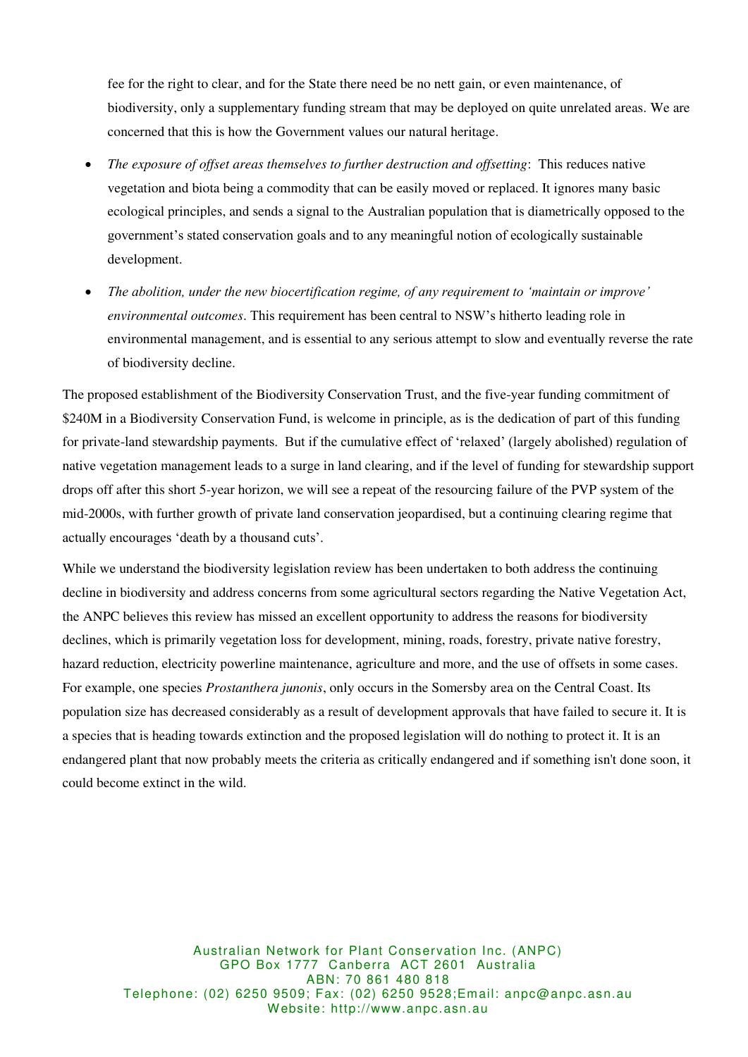fee for the right to clear, and for the State there need be no nett gain, or even maintenance, of biodiversity, only a supplementary funding stream that may be deployed on quite unrelated areas. We are concerned that this is how the Government values our natural heritage.

- *The exposure of offset areas themselves to further destruction and offsetting*: This reduces native vegetation and biota being a commodity that can be easily moved or replaced. It ignores many basic ecological principles, and sends a signal to the Australian population that is diametrically opposed to the government's stated conservation goals and to any meaningful notion of ecologically sustainable development.
- *The abolition, under the new biocertification regime, of any requirement to 'maintain or improve' environmental outcomes*. This requirement has been central to NSW's hitherto leading role in environmental management, and is essential to any serious attempt to slow and eventually reverse the rate of biodiversity decline.

The proposed establishment of the Biodiversity Conservation Trust, and the five-year funding commitment of \$240M in a Biodiversity Conservation Fund, is welcome in principle, as is the dedication of part of this funding for private-land stewardship payments. But if the cumulative effect of 'relaxed' (largely abolished) regulation of native vegetation management leads to a surge in land clearing, and if the level of funding for stewardship support drops off after this short 5-year horizon, we will see a repeat of the resourcing failure of the PVP system of the mid-2000s, with further growth of private land conservation jeopardised, but a continuing clearing regime that actually encourages 'death by a thousand cuts'.

While we understand the biodiversity legislation review has been undertaken to both address the continuing decline in biodiversity and address concerns from some agricultural sectors regarding the Native Vegetation Act, the ANPC believes this review has missed an excellent opportunity to address the reasons for biodiversity declines, which is primarily vegetation loss for development, mining, roads, forestry, private native forestry, hazard reduction, electricity powerline maintenance, agriculture and more, and the use of offsets in some cases. For example, one species *Prostanthera junonis*, only occurs in the Somersby area on the Central Coast. Its population size has decreased considerably as a result of development approvals that have failed to secure it. It is a species that is heading towards extinction and the proposed legislation will do nothing to protect it. It is an endangered plant that now probably meets the criteria as critically endangered and if something isn't done soon, it could become extinct in the wild.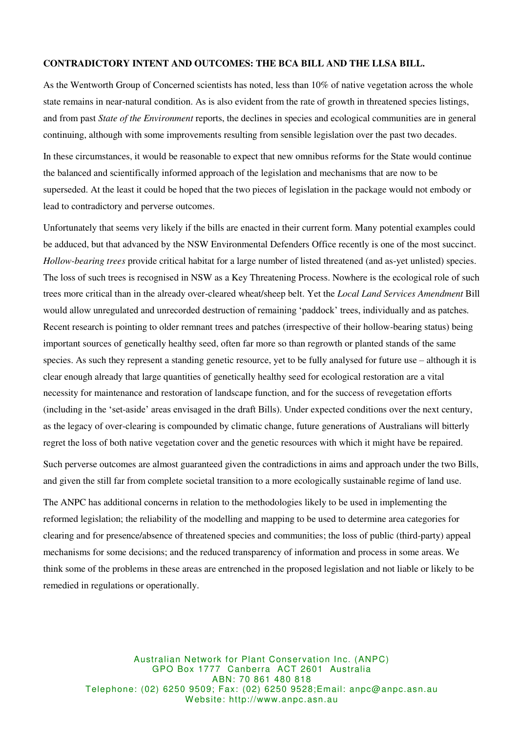**CONTRADICTORY INTENT AND OUTCOMES: THE BCA BILL AND THE LLSA BILL.**

As the Wentworth Group of Concerned scientists has noted, less than 10% of native vegetation across the whole state remains in near-natural condition. As is also evident from the rate of growth in threatened species listings, and from past *State of the Environment* reports, the declines in species and ecological communities are in general continuing, although with some improvements resulting from sensible legislation over the past two decades.

In these circumstances, it would be reasonable to expect that new omnibus reforms for the State would continue the balanced and scientifically informed approach of the legislation and mechanisms that are now to be superseded. At the least it could be hoped that the two pieces of legislation in the package would not embody or lead to contradictory and perverse outcomes.

Unfortunately that seems very likely if the bills are enacted in their current form. Many potential examples could be adduced, but that advanced by the NSW Environmental Defenders Office recently is one of the most succinct. *Hollow-bearing trees* provide critical habitat for a large number of listed threatened (and as-yet unlisted) species. The loss of such trees is recognised in NSW as a Key Threatening Process. Nowhere is the ecological role of such trees more critical than in the already over-cleared wheat/sheep belt. Yet the *Local Land Services Amendment* Bill would allow unregulated and unrecorded destruction of remaining 'paddock' trees, individually and as patches. Recent research is pointing to older remnant trees and patches (irrespective of their hollow-bearing status) being important sources of genetically healthy seed, often far more so than regrowth or planted stands of the same species. As such they represent a standing genetic resource, yet to be fully analysed for future use – although it is clear enough already that large quantities of genetically healthy seed for ecological restoration are a vital necessity for maintenance and restoration of landscape function, and for the success of revegetation efforts (including in the 'set-aside' areas envisaged in the draft Bills). Under expected conditions over the next century, as the legacy of over-clearing is compounded by climatic change, future generations of Australians will bitterly regret the loss of both native vegetation cover and the genetic resources with which it might have be repaired.

Such perverse outcomes are almost guaranteed given the contradictions in aims and approach under the two Bills, and given the still far from complete societal transition to a more ecologically sustainable regime of land use.

The ANPC has additional concerns in relation to the methodologies likely to be used in implementing the reformed legislation; the reliability of the modelling and mapping to be used to determine area categories for clearing and for presence/absence of threatened species and communities; the loss of public (third-party) appeal mechanisms for some decisions; and the reduced transparency of information and process in some areas. We think some of the problems in these areas are entrenched in the proposed legislation and not liable or likely to be remedied in regulations or operationally.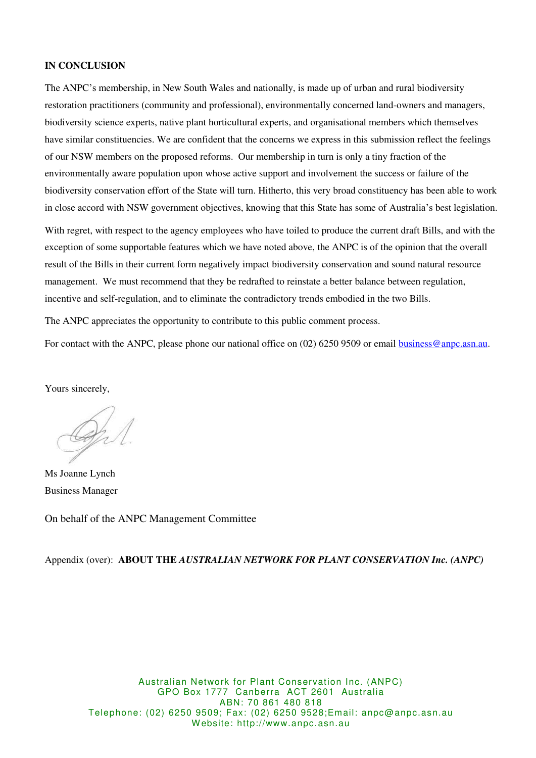**IN CONCLUSION**

The ANPC's membership, in New South Wales and nationally, is made up of urban and rural biodiversity restoration practitioners (community and professional), environmentally concerned land-owners and managers, biodiversity science experts, native plant horticultural experts, and organisational members which themselves have similar constituencies. We are confident that the concerns we express in this submission reflect the feelings of our NSW members on the proposed reforms. Our membership in turn is only a tiny fraction of the environmentally aware population upon whose active support and involvement the success or failure of the biodiversity conservation effort of the State will turn. Hitherto, this very broad constituency has been able to work in close accord with NSW government objectives, knowing that this State has some of Australia's best legislation.

With regret, with respect to the agency employees who have toiled to produce the current draft Bills, and with the exception of some supportable features which we have noted above, the ANPC is of the opinion that the overall result of the Bills in their current form negatively impact biodiversity conservation and sound natural resource management. We must recommend that they be redrafted to reinstate a better balance between regulation, incentive and self-regulation, and to eliminate the contradictory trends embodied in the two Bills.

The ANPC appreciates the opportunity to contribute to this public comment process.

For contact with the ANPC, please phone our national office on (02) 6250 9509 or email business@anpc.asn.au.

Yours sincerely,

Ms Joanne Lynch
Business Manager

On behalf of the ANPC Management Committee

Appendix (over): **ABOUT THE *AUSTRALIAN NETWORK FOR PLANT CONSERVATION Inc. (ANPC)***

Australian Network for Plant Conservation Inc. (ANPC)
GPO Box 1777 Canberra ACT 2601 Australia
ABN: 70 861 480 818
Telephone: (02) 6250 9509; Fax: (02) 6250 9528; Email: anpc@anpc.asn.au
Website: http://www.anpc.asn.au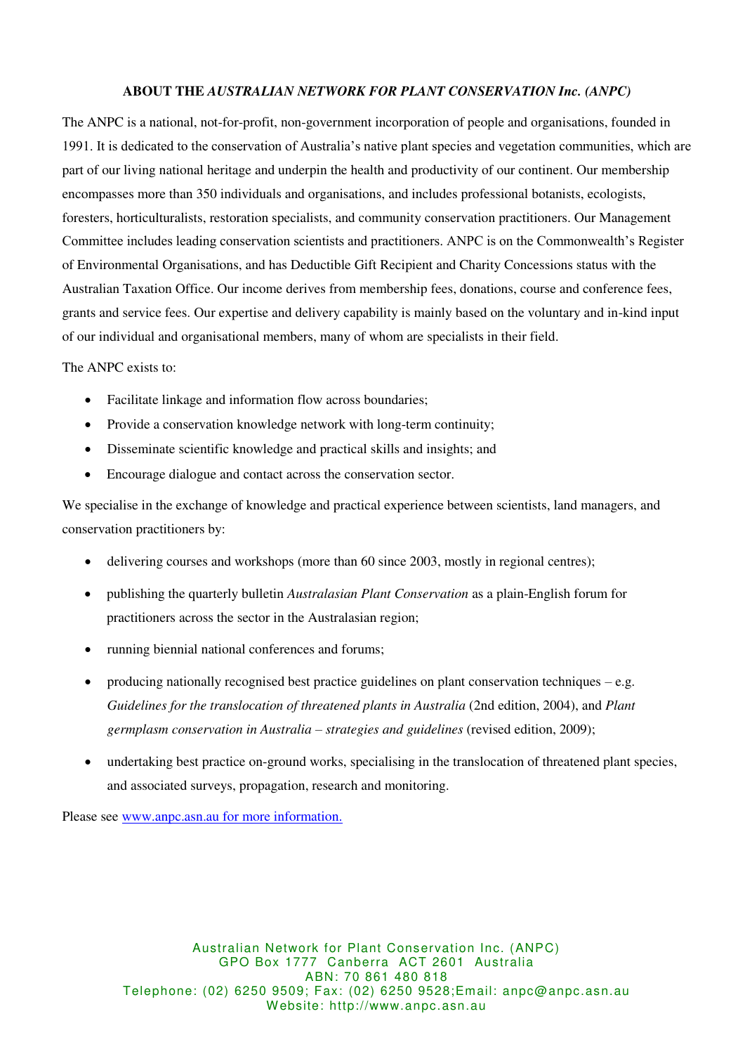## ABOUT THE *AUSTRALIAN NETWORK FOR PLANT CONSERVATION Inc. (ANPC)*

The ANPC is a national, not-for-profit, non-government incorporation of people and organisations, founded in 1991. It is dedicated to the conservation of Australia's native plant species and vegetation communities, which are part of our living national heritage and underpin the health and productivity of our continent. Our membership encompasses more than 350 individuals and organisations, and includes professional botanists, ecologists, foresters, horticulturalists, restoration specialists, and community conservation practitioners. Our Management Committee includes leading conservation scientists and practitioners. ANPC is on the Commonwealth's Register of Environmental Organisations, and has Deductible Gift Recipient and Charity Concessions status with the Australian Taxation Office. Our income derives from membership fees, donations, course and conference fees, grants and service fees. Our expertise and delivery capability is mainly based on the voluntary and in-kind input of our individual and organisational members, many of whom are specialists in their field.

The ANPC exists to:

- Facilitate linkage and information flow across boundaries;
- Provide a conservation knowledge network with long-term continuity;
- Disseminate scientific knowledge and practical skills and insights; and
- Encourage dialogue and contact across the conservation sector.

We specialise in the exchange of knowledge and practical experience between scientists, land managers, and conservation practitioners by:

- delivering courses and workshops (more than 60 since 2003, mostly in regional centres);
- publishing the quarterly bulletin *Australasian Plant Conservation* as a plain-English forum for practitioners across the sector in the Australasian region;
- running biennial national conferences and forums;
- producing nationally recognised best practice guidelines on plant conservation techniques – e.g. *Guidelines for the translocation of threatened plants in Australia* (2nd edition, 2004), and *Plant germplasm conservation in Australia – strategies and guidelines* (revised edition, 2009);
- undertaking best practice on-ground works, specialising in the translocation of threatened plant species, and associated surveys, propagation, research and monitoring.

Please see www.anpc.asn.au for more information.

Australian Network for Plant Conservation Inc. (ANPC)
GPO Box 1777 Canberra ACT 2601 Australia
ABN: 70 861 480 818
Telephone: (02) 6250 9509; Fax: (02) 6250 9528;Email: anpc@anpc.asn.au
Website: http://www.anpc.asn.au